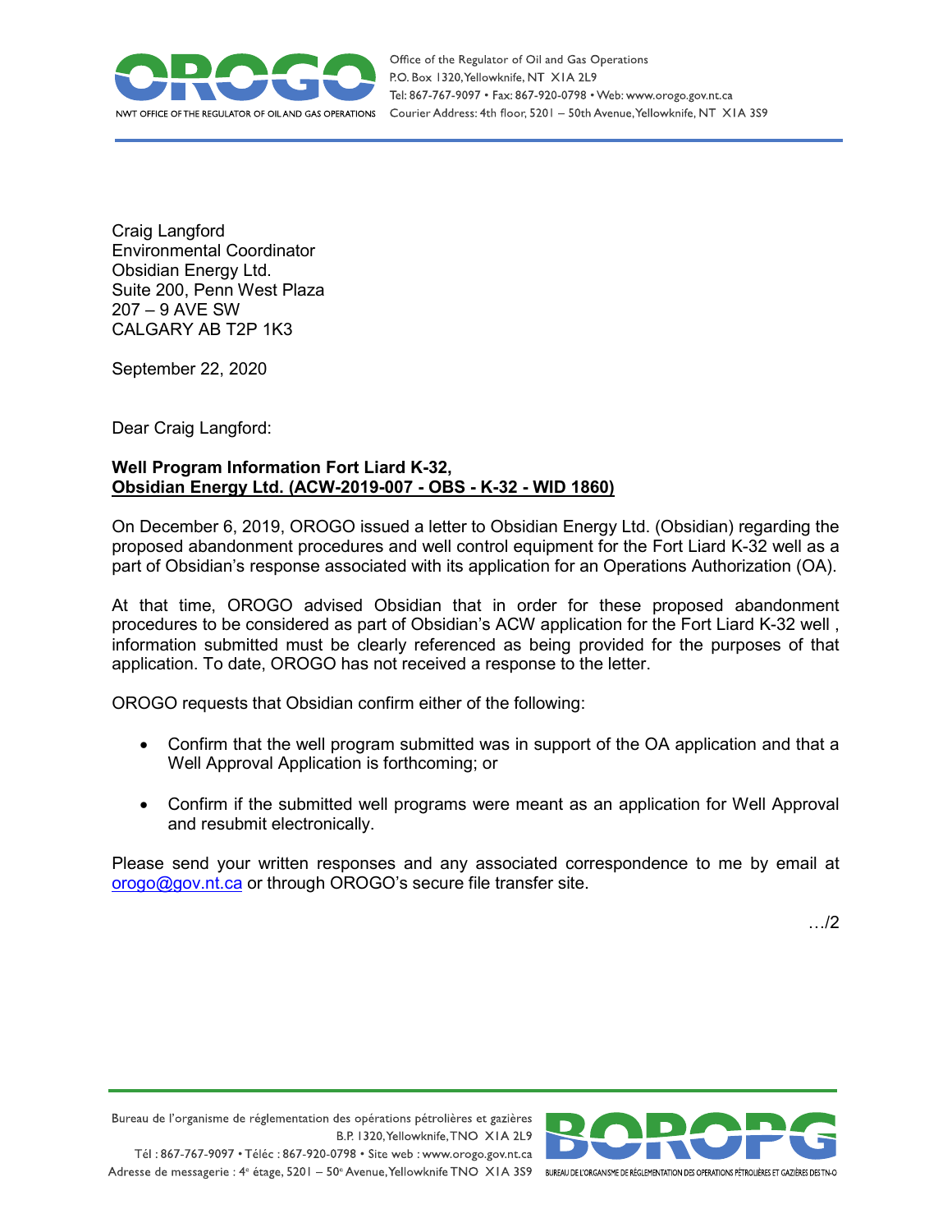Office of the Regulator of Oil and Gas Operations
P.O. Box 1320, Yellowknife, NT X1A 2L9
Tel: 867-767-9097 • Fax: 867-920-0798 • Web: www.orogo.gov.nt.ca
Courier Address: 4th floor, 5201 – 50th Avenue, Yellowknife, NT X1A 3S9

Craig Langford
Environmental Coordinator
Obsidian Energy Ltd.
Suite 200, Penn West Plaza
207 – 9 AVE SW
CALGARY AB T2P 1K3

September 22, 2020

Dear Craig Langford:

**Well Program Information Fort Liard K-32,**
**<u>Obsidian Energy Ltd. (ACW-2019-007 - OBS - K-32 - WID 1860)</u>**

On December 6, 2019, OROGO issued a letter to Obsidian Energy Ltd. (Obsidian) regarding the proposed abandonment procedures and well control equipment for the Fort Liard K-32 well as a part of Obsidian's response associated with its application for an Operations Authorization (OA).

At that time, OROGO advised Obsidian that in order for these proposed abandonment procedures to be considered as part of Obsidian's ACW application for the Fort Liard K-32 well , information submitted must be clearly referenced as being provided for the purposes of that application. To date, OROGO has not received a response to the letter.

OROGO requests that Obsidian confirm either of the following:

- Confirm that the well program submitted was in support of the OA application and that a Well Approval Application is forthcoming; or
- Confirm if the submitted well programs were meant as an application for Well Approval and resubmit electronically.

Please send your written responses and any associated correspondence to me by email at orogo@gov.nt.ca or through OROGO's secure file transfer site.

…/2

Bureau de l'organisme de réglementation des opérations pétrolières et gazières
B.P. 1320, Yellowknife, TNO X1A 2L9
Tél : 867-767-9097 • Téléc : 867-920-0798 • Site web : www.orogo.gov.nt.ca
Adresse de messagerie : 4e étage, 5201 – 50e Avenue, Yellowknife TNO X1A 3S9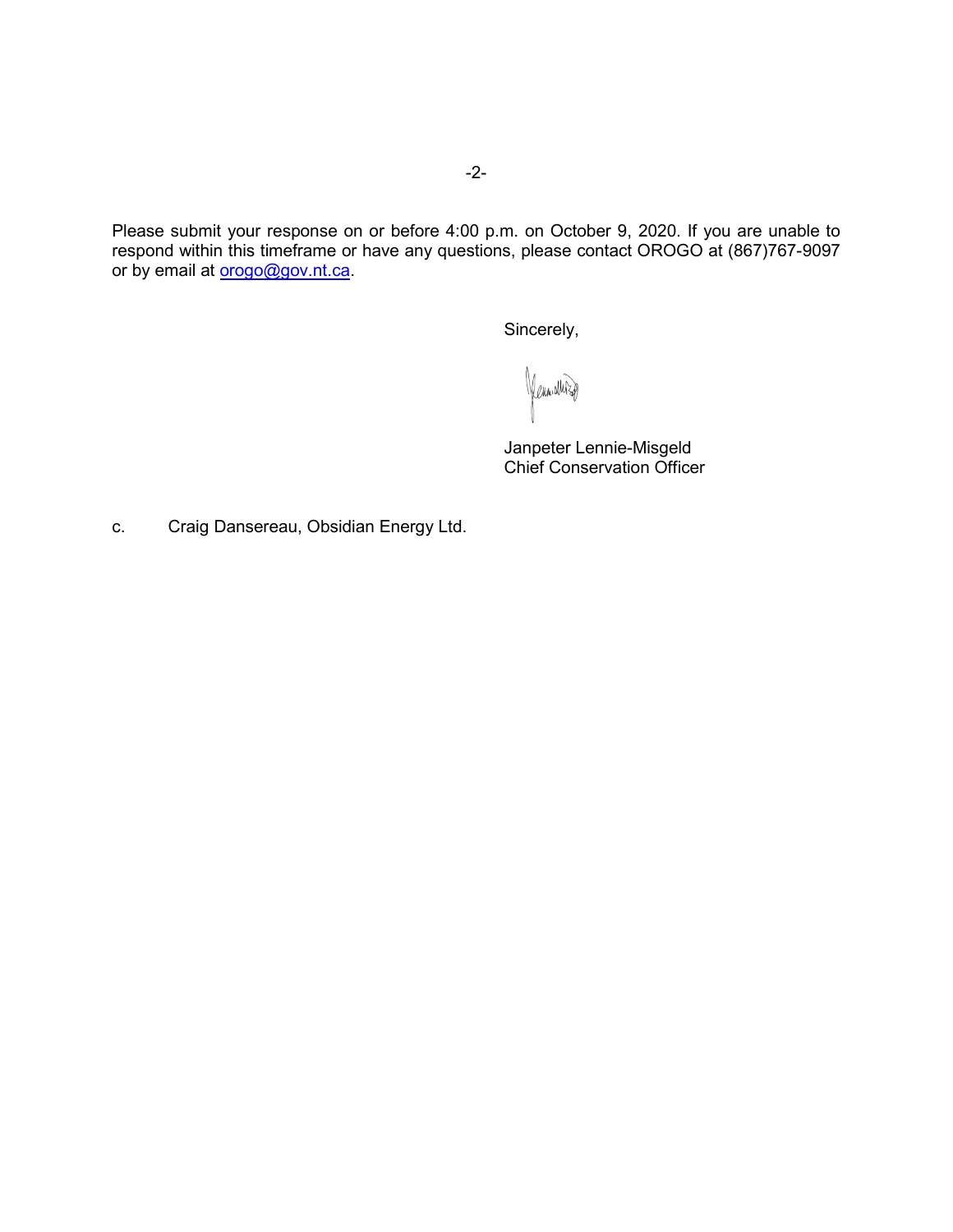Please submit your response on or before 4:00 p.m. on October 9, 2020. If you are unable to respond within this timeframe or have any questions, please contact OROGO at (867)767-9097 or by email at orogo@gov.nt.ca.

Sincerely,

Janpeter Lennie-Misgeld
Chief Conservation Officer

c. Craig Dansereau, Obsidian Energy Ltd.